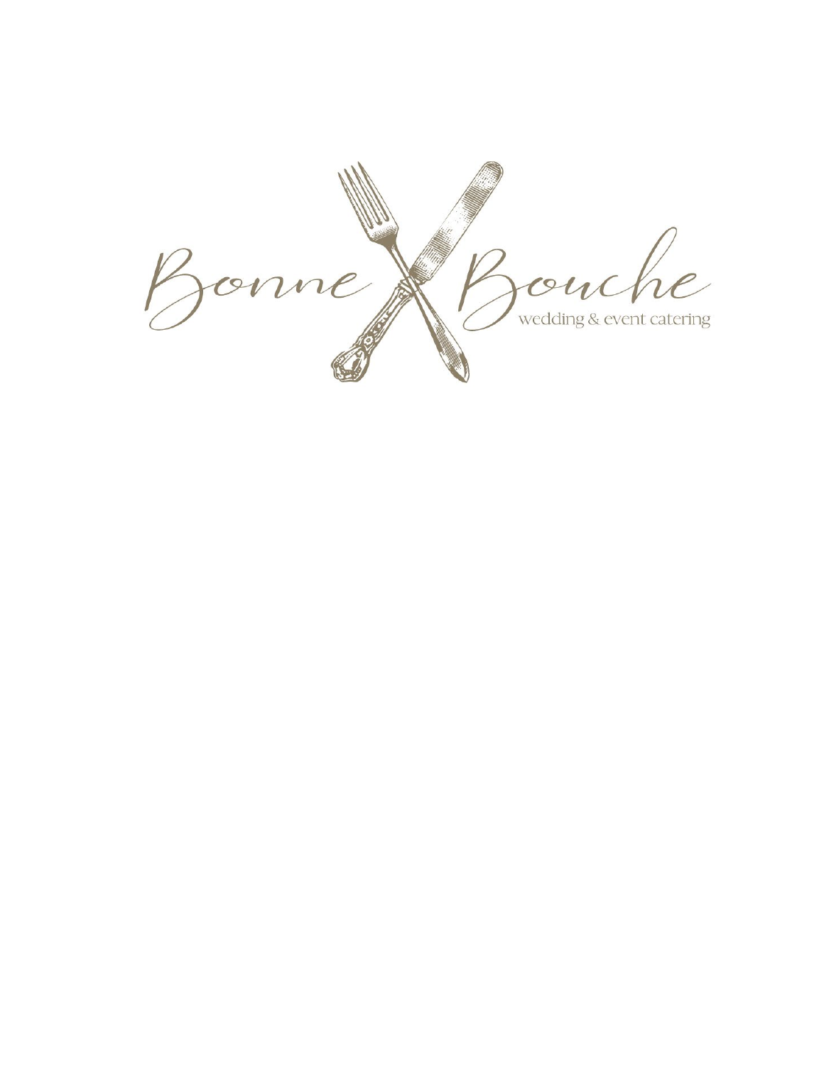# Bonne Bouche

wedding & event catering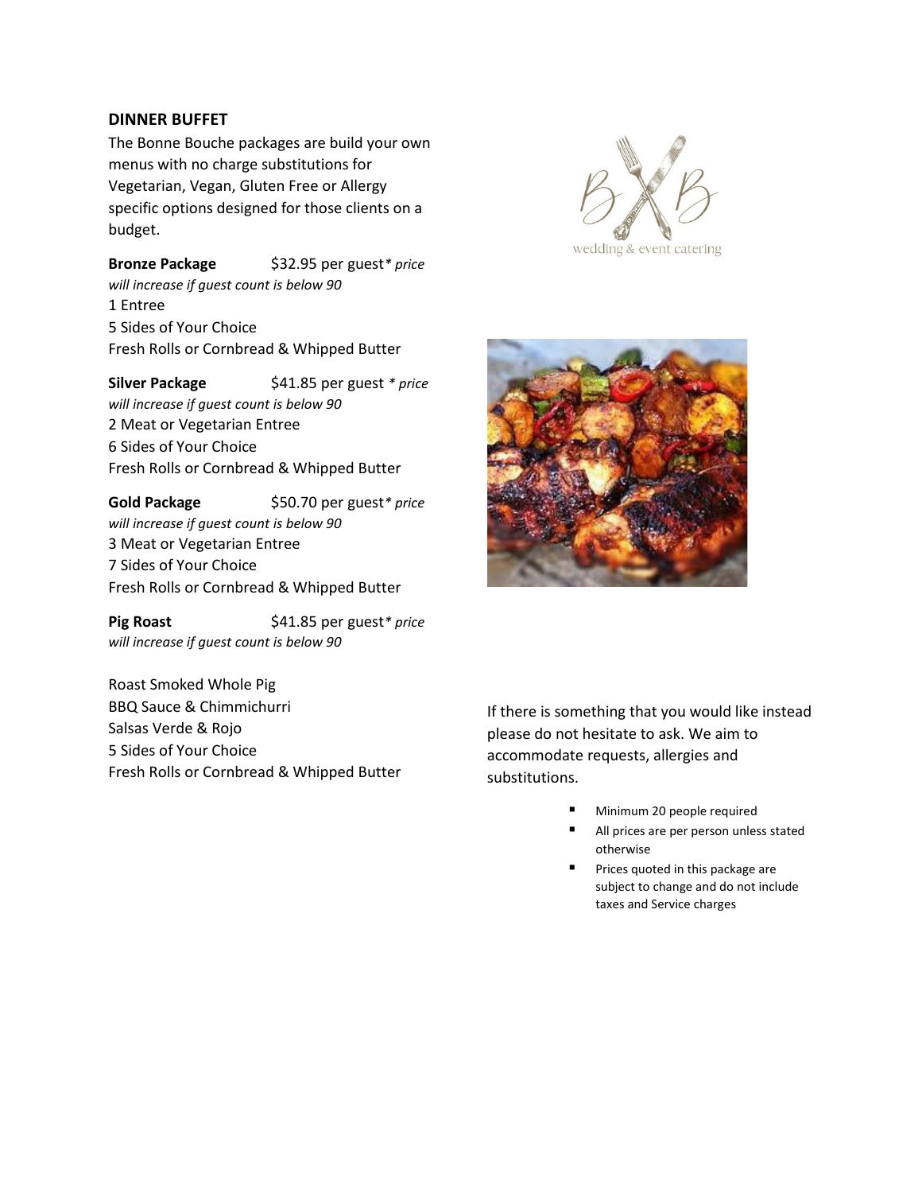## DINNER BUFFET

The Bonne Bouche packages are build your own menus with no charge substitutions for Vegetarian, Vegan, Gluten Free or Allergy specific options designed for those clients on a budget.

**Bronze Package** $32.95 per guest* *price will increase if guest count is below 90*

1 Entree
5 Sides of Your Choice
Fresh Rolls or Cornbread & Whipped Butter

**Silver Package** $41.85 per guest *\* price will increase if guest count is below 90*

2 Meat or Vegetarian Entree
6 Sides of Your Choice
Fresh Rolls or Cornbread & Whipped Butter

**Gold Package** $50.70 per guest* *price will increase if guest count is below 90*

3 Meat or Vegetarian Entree
7 Sides of Your Choice
Fresh Rolls or Cornbread & Whipped Butter

**Pig Roast** $41.85 per guest* *price will increase if guest count is below 90*

Roast Smoked Whole Pig
BBQ Sauce & Chimmichurri
Salsas Verde & Rojo
5 Sides of Your Choice
Fresh Rolls or Cornbread & Whipped Butter

wedding & event catering

If there is something that you would like instead please do not hesitate to ask. We aim to accommodate requests, allergies and substitutions.

- Minimum 20 people required
- All prices are per person unless stated otherwise
- Prices quoted in this package are subject to change and do not include taxes and Service charges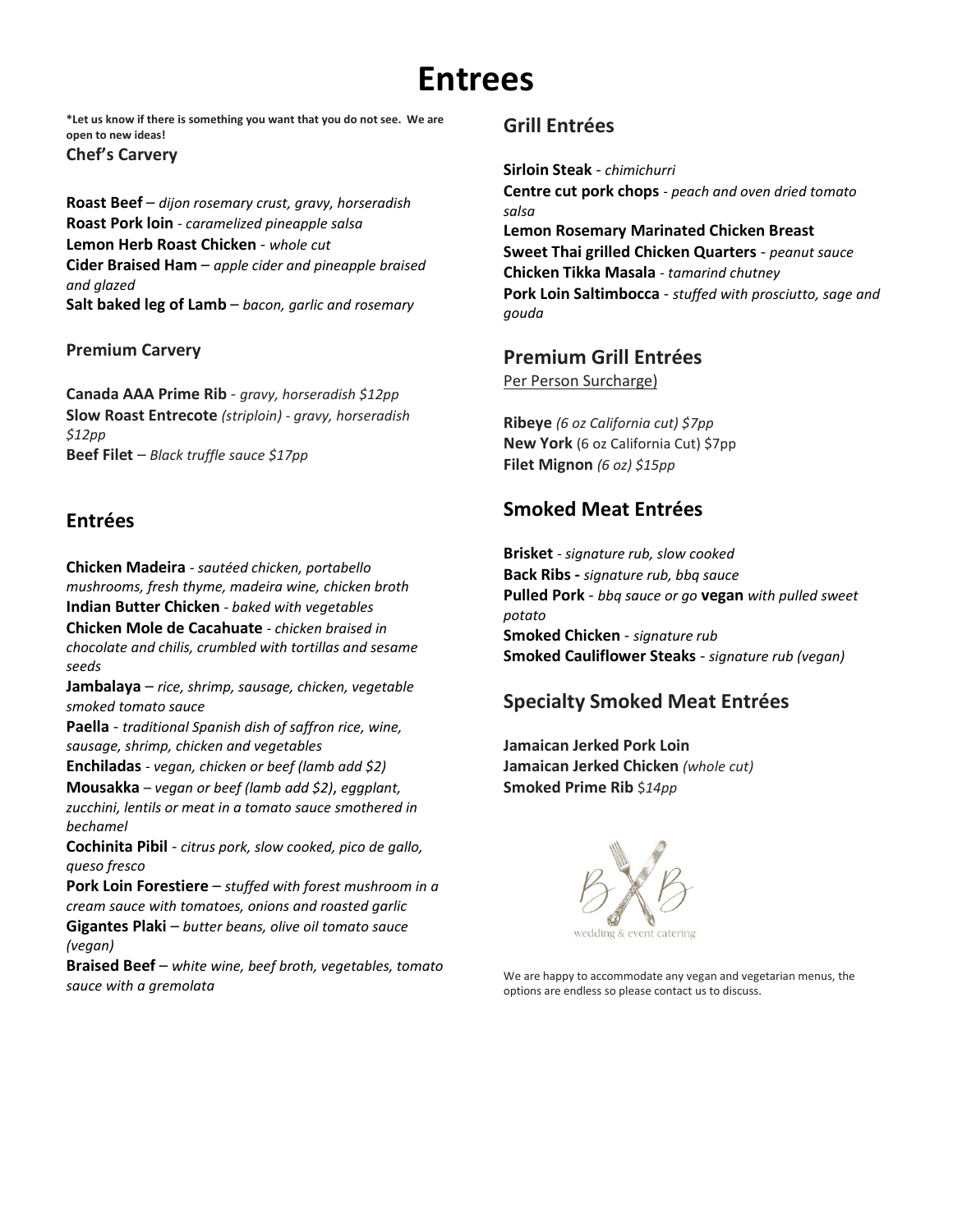# Entrees

**\*Let us know if there is something you want that you do not see. We are open to new ideas!**

### Chef's Carvery

**Roast Beef** – *dijon rosemary crust, gravy, horseradish*
**Roast Pork loin** - *caramelized pineapple salsa*
**Lemon Herb Roast Chicken** - *whole cut*
**Cider Braised Ham** – *apple cider and pineapple braised and glazed*
**Salt baked leg of Lamb** – *bacon, garlic and rosemary*

### Premium Carvery

**Canada AAA Prime Rib** - *gravy, horseradish $12pp*
**Slow Roast Entrecote** *(striploin) - gravy, horseradish $12pp*
**Beef Filet** – *Black truffle sauce $17pp*

## Entrées

**Chicken Madeira** - *sautéed chicken, portabello mushrooms, fresh thyme, madeira wine, chicken broth*
**Indian Butter Chicken** - *baked with vegetables*
**Chicken Mole de Cacahuate** - *chicken braised in chocolate and chilis, crumbled with tortillas and sesame seeds*
**Jambalaya** – *rice, shrimp, sausage, chicken, vegetable smoked tomato sauce*
**Paella** - *traditional Spanish dish of saffron rice, wine, sausage, shrimp, chicken and vegetables*
**Enchiladas** - *vegan, chicken or beef (lamb add $2)*
**Mousakka** – *vegan or beef (lamb add $2)*, *eggplant, zucchini, lentils or meat in a tomato sauce smothered in bechamel*
**Cochinita Pibil** - *citrus pork, slow cooked, pico de gallo, queso fresco*
**Pork Loin Forestiere** – *stuffed with forest mushroom in a cream sauce with tomatoes, onions and roasted garlic*
**Gigantes Plaki** – *butter beans, olive oil tomato sauce (vegan)*
**Braised Beef** – *white wine, beef broth, vegetables, tomato sauce with a gremolata*

## Grill Entrées

**Sirloin Steak** - *chimichurri*
**Centre cut pork chops** - *peach and oven dried tomato salsa*
**Lemon Rosemary Marinated Chicken Breast**
**Sweet Thai grilled Chicken Quarters** - *peanut sauce*
**Chicken Tikka Masala** - *tamarind chutney*
**Pork Loin Saltimbocca** - *stuffed with prosciutto, sage and gouda*

## Premium Grill Entrées

Per Person Surcharge)

**Ribeye** *(6 oz California cut) $7pp*
**New York** (6 oz California Cut) $7pp
**Filet Mignon** *(6 oz) $15pp*

## Smoked Meat Entrées

**Brisket** - *signature rub, slow cooked*
**Back Ribs -** *signature rub, bbq sauce*
**Pulled Pork** - *bbq sauce or go* **vegan** *with pulled sweet potato*
**Smoked Chicken** - *signature rub*
**Smoked Cauliflower Steaks** - *signature rub (vegan)*

## Specialty Smoked Meat Entrées

**Jamaican Jerked Pork Loin**
**Jamaican Jerked Chicken** *(whole cut)*
**Smoked Prime Rib** *$14pp*

BB wedding & event catering

We are happy to accommodate any vegan and vegetarian menus, the options are endless so please contact us to discuss.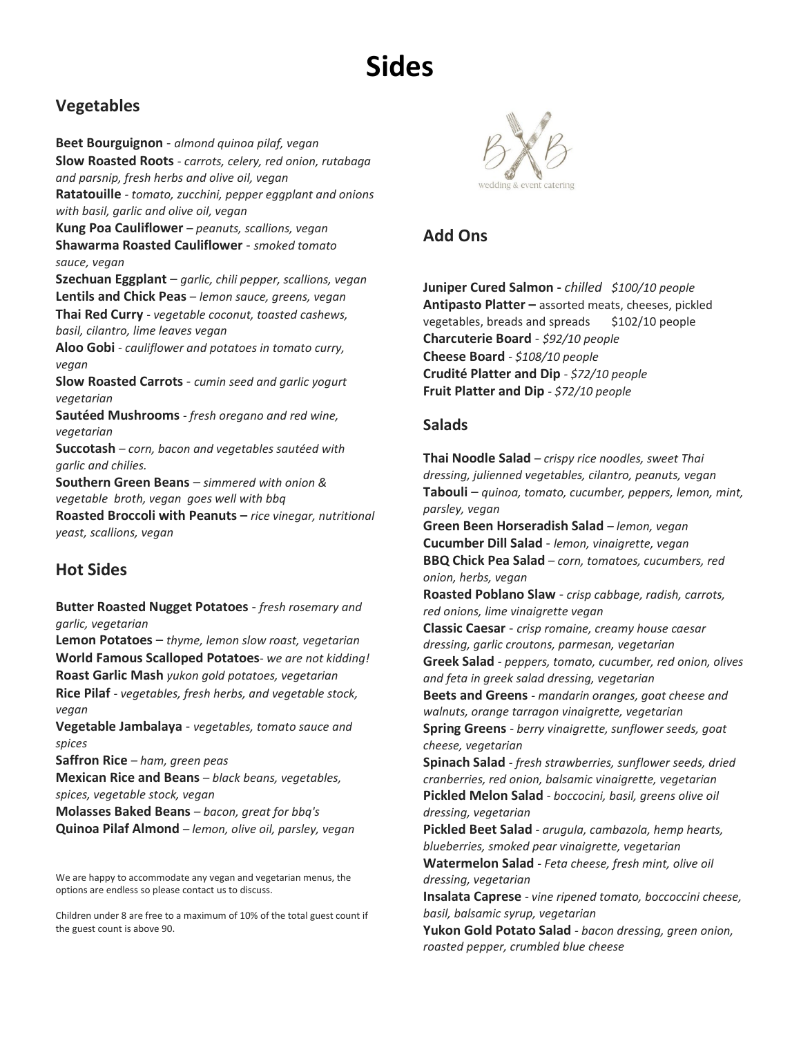# Sides

## Vegetables

**Beet Bourguignon** - *almond quinoa pilaf, vegan*
**Slow Roasted Roots** - *carrots, celery, red onion, rutabaga and parsnip, fresh herbs and olive oil, vegan*
**Ratatouille** - *tomato, zucchini, pepper eggplant and onions with basil, garlic and olive oil, vegan*
**Kung Poa Cauliflower** – *peanuts, scallions, vegan*
**Shawarma Roasted Cauliflower** - *smoked tomato sauce, vegan*
**Szechuan Eggplant** – *garlic, chili pepper, scallions, vegan*
**Lentils and Chick Peas** – *lemon sauce, greens, vegan*
**Thai Red Curry** - *vegetable coconut, toasted cashews, basil, cilantro, lime leaves vegan*
**Aloo Gobi** - *cauliflower and potatoes in tomato curry, vegan*
**Slow Roasted Carrots** - *cumin seed and garlic yogurt vegetarian*
**Sautéed Mushrooms** - *fresh oregano and red wine, vegetarian*
**Succotash** – *corn, bacon and vegetables sautéed with garlic and chilies.*
**Southern Green Beans** – *simmered with onion & vegetable broth, vegan goes well with bbq*
**Roasted Broccoli with Peanuts –** *rice vinegar, nutritional yeast, scallions, vegan*

## Hot Sides

**Butter Roasted Nugget Potatoes** - *fresh rosemary and garlic, vegetarian*
**Lemon Potatoes** – *thyme, lemon slow roast, vegetarian*
**World Famous Scalloped Potatoes**- *we are not kidding!*
**Roast Garlic Mash** *yukon gold potatoes, vegetarian*
**Rice Pilaf** - *vegetables, fresh herbs, and vegetable stock, vegan*
**Vegetable Jambalaya** - *vegetables, tomato sauce and spices*
**Saffron Rice** – *ham, green peas*
**Mexican Rice and Beans** – *black beans, vegetables, spices, vegetable stock, vegan*
**Molasses Baked Beans** – *bacon, great for bbq's*
**Quinoa Pilaf Almond** – *lemon, olive oil, parsley, vegan*

We are happy to accommodate any vegan and vegetarian menus, the options are endless so please contact us to discuss.

Children under 8 are free to a maximum of 10% of the total guest count if the guest count is above 90.

BXB wedding & event catering

## Add Ons

**Juniper Cured Salmon -** *chilled $100/10 people*
**Antipasto Platter –** assorted meats, cheeses, pickled vegetables, breads and spreads $102/10 people
**Charcuterie Board** - *$92/10 people*
**Cheese Board** - *$108/10 people*
**Crudité Platter and Dip** - *$72/10 people*
**Fruit Platter and Dip** - *$72/10 people*

## Salads

**Thai Noodle Salad** – *crispy rice noodles, sweet Thai dressing, julienned vegetables, cilantro, peanuts, vegan*
**Tabouli** – *quinoa, tomato, cucumber, peppers, lemon, mint, parsley, vegan*
**Green Been Horseradish Salad** – *lemon, vegan*
**Cucumber Dill Salad** - *lemon, vinaigrette, vegan*
**BBQ Chick Pea Salad** – *corn, tomatoes, cucumbers, red onion, herbs, vegan*
**Roasted Poblano Slaw** - *crisp cabbage, radish, carrots, red onions, lime vinaigrette vegan*
**Classic Caesar** - *crisp romaine, creamy house caesar dressing, garlic croutons, parmesan, vegetarian*
**Greek Salad** - *peppers, tomato, cucumber, red onion, olives and feta in greek salad dressing, vegetarian*
**Beets and Greens** - *mandarin oranges, goat cheese and walnuts, orange tarragon vinaigrette, vegetarian*
**Spring Greens** - *berry vinaigrette, sunflower seeds, goat cheese, vegetarian*
**Spinach Salad** - *fresh strawberries, sunflower seeds, dried cranberries, red onion, balsamic vinaigrette, vegetarian*
**Pickled Melon Salad** - *boccocini, basil, greens olive oil dressing, vegetarian*
**Pickled Beet Salad** - *arugula, cambazola, hemp hearts, blueberries, smoked pear vinaigrette, vegetarian*
**Watermelon Salad** - *Feta cheese, fresh mint, olive oil dressing, vegetarian*
**Insalata Caprese** - *vine ripened tomato, boccoccini cheese, basil, balsamic syrup, vegetarian*
**Yukon Gold Potato Salad** - *bacon dressing, green onion, roasted pepper, crumbled blue cheese*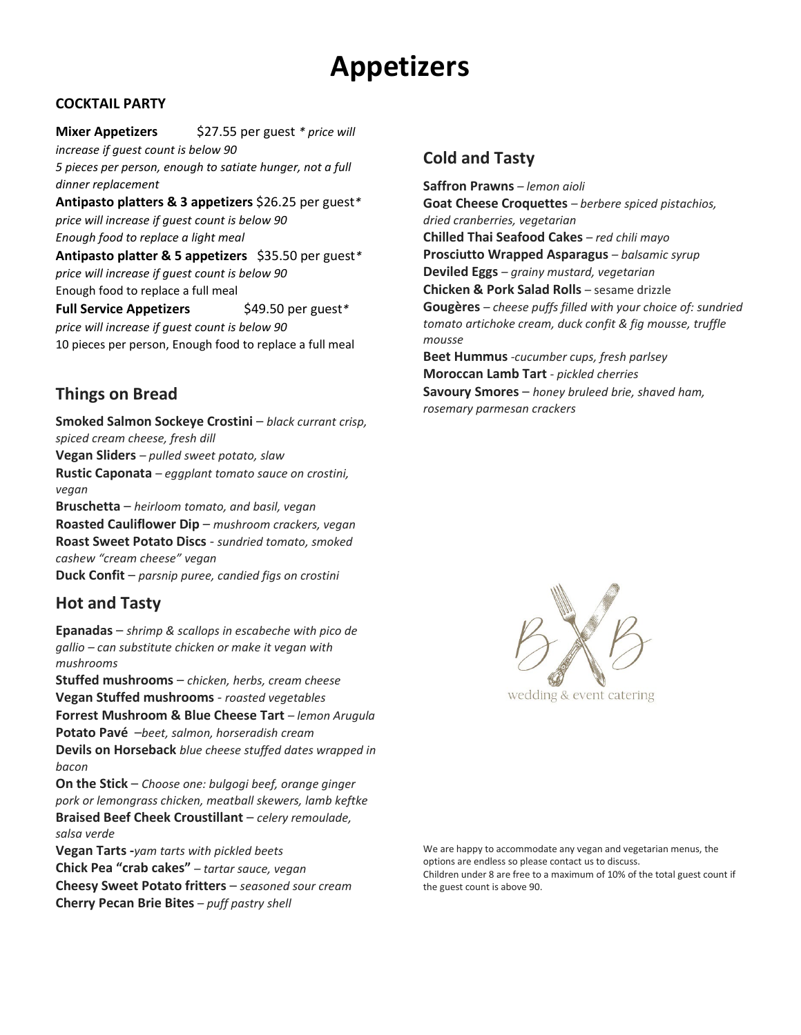# Appetizers

**COCKTAIL PARTY**

**Mixer Appetizers** $27.55 per guest *\* price will increase if guest count is below 90*
*5 pieces per person, enough to satiate hunger, not a full dinner replacement*

**Antipasto platters & 3 appetizers** $26.25 per guest*\* price will increase if guest count is below 90*
*Enough food to replace a light meal*

**Antipasto platter & 5 appetizers** $35.50 per guest*\* price will increase if guest count is below 90*
Enough food to replace a full meal

**Full Service Appetizers** $49.50 per guest*\* price will increase if guest count is below 90*
10 pieces per person, Enough food to replace a full meal

## Things on Bread

**Smoked Salmon Sockeye Crostini** – *black currant crisp, spiced cream cheese, fresh dill*
**Vegan Sliders** – *pulled sweet potato, slaw*
**Rustic Caponata** – *eggplant tomato sauce on crostini, vegan*
**Bruschetta** – *heirloom tomato, and basil, vegan*
**Roasted Cauliflower Dip** – *mushroom crackers, vegan*
**Roast Sweet Potato Discs** - *sundried tomato, smoked cashew "cream cheese" vegan*
**Duck Confit** – *parsnip puree, candied figs on crostini*

## Hot and Tasty

**Epanadas** – *shrimp & scallops in escabeche with pico de gallio – can substitute chicken or make it vegan with mushrooms*
**Stuffed mushrooms** – *chicken, herbs, cream cheese*
**Vegan Stuffed mushrooms** - *roasted vegetables*
**Forrest Mushroom & Blue Cheese Tart** – *lemon Arugula*
**Potato Pavé** –*beet, salmon, horseradish cream*
**Devils on Horseback** *blue cheese stuffed dates wrapped in bacon*
**On the Stick** – *Choose one: bulgogi beef, orange ginger pork or lemongrass chicken, meatball skewers, lamb keftke*
**Braised Beef Cheek Croustillant** – *celery remoulade, salsa verde*
**Vegan Tarts** -*yam tarts with pickled beets*
**Chick Pea "crab cakes"** – *tartar sauce, vegan*
**Cheesy Sweet Potato fritters** – *seasoned sour cream*
**Cherry Pecan Brie Bites** – *puff pastry shell*

## Cold and Tasty

**Saffron Prawns** – *lemon aioli*
**Goat Cheese Croquettes** – *berbere spiced pistachios, dried cranberries, vegetarian*
**Chilled Thai Seafood Cakes** – *red chili mayo*
**Prosciutto Wrapped Asparagus** – *balsamic syrup*
**Deviled Eggs** – *grainy mustard, vegetarian*
**Chicken & Pork Salad Rolls** – sesame drizzle
**Gougères** – *cheese puffs filled with your choice of: sundried tomato artichoke cream, duck confit & fig mousse, truffle mousse*
**Beet Hummus** -*cucumber cups, fresh parlsey*
**Moroccan Lamb Tart** - *pickled cherries*
**Savoury Smores** – *honey bruleed brie, shaved ham, rosemary parmesan crackers*

BXB wedding & event catering

We are happy to accommodate any vegan and vegetarian menus, the options are endless so please contact us to discuss.
Children under 8 are free to a maximum of 10% of the total guest count if the guest count is above 90.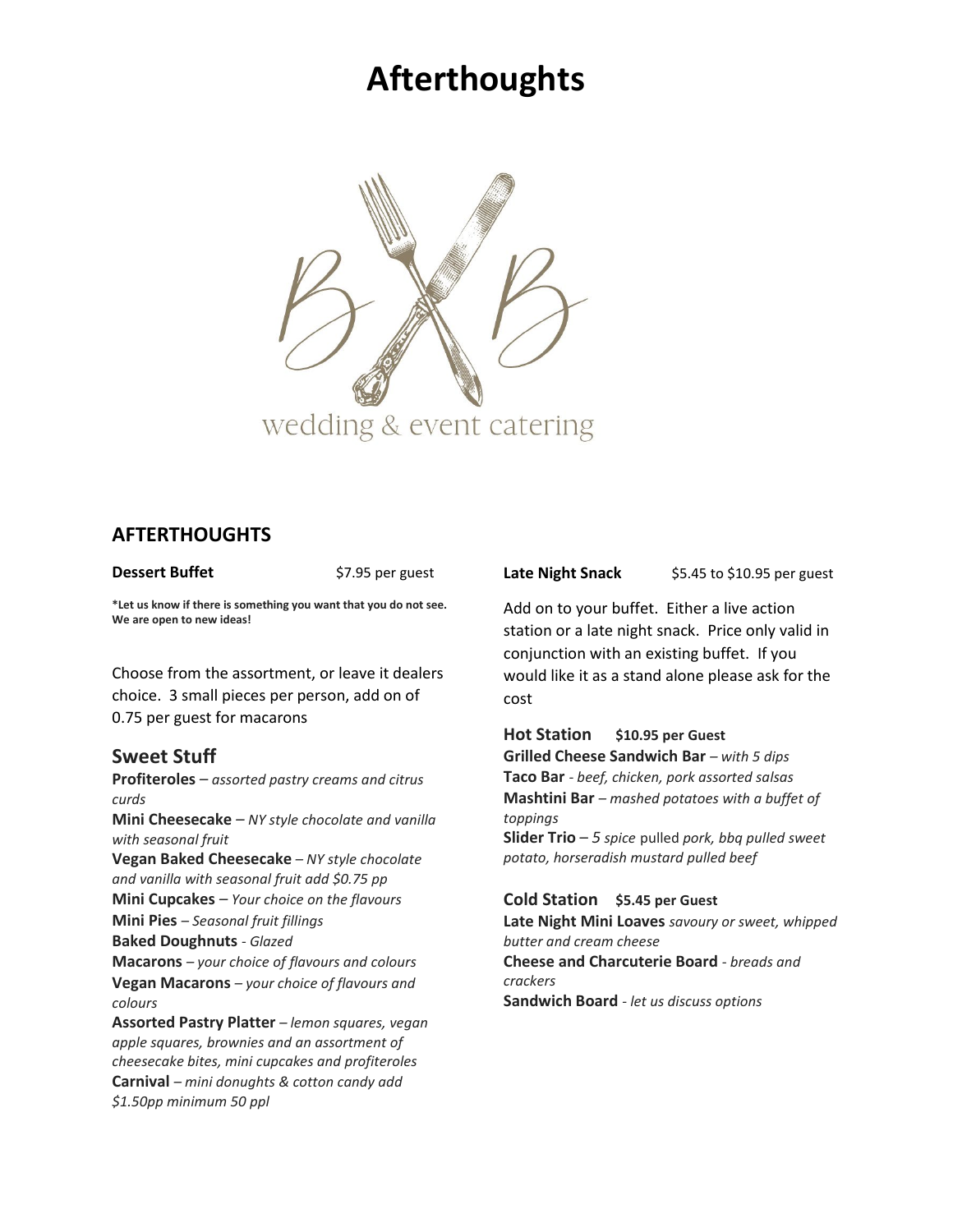# Afterthoughts

wedding & event catering

## AFTERTHOUGHTS

**Dessert Buffet** $7.95 per guest

**\*Let us know if there is something you want that you do not see. We are open to new ideas!**

Choose from the assortment, or leave it dealers choice. 3 small pieces per person, add on of 0.75 per guest for macarons

### Sweet Stuff

**Profiteroles** – *assorted pastry creams and citrus curds*
**Mini Cheesecake** – *NY style chocolate and vanilla with seasonal fruit*
**Vegan Baked Cheesecake** – *NY style chocolate and vanilla with seasonal fruit add $0.75 pp*
**Mini Cupcakes** – *Your choice on the flavours*
**Mini Pies** – *Seasonal fruit fillings*
**Baked Doughnuts** - *Glazed*
**Macarons** – *your choice of flavours and colours*
**Vegan Macarons** – *your choice of flavours and colours*
**Assorted Pastry Platter** – *lemon squares, vegan apple squares, brownies and an assortment of cheesecake bites, mini cupcakes and profiteroles*
**Carnival** – *mini donughts & cotton candy add $1.50pp minimum 50 ppl*

**Late Night Snack** $5.45 to $10.95 per guest

Add on to your buffet. Either a live action station or a late night snack. Price only valid in conjunction with an existing buffet. If you would like it as a stand alone please ask for the cost

**Hot Station** **$10.95 per Guest**
**Grilled Cheese Sandwich Bar** – *with 5 dips*
**Taco Bar** - *beef, chicken, pork assorted salsas*
**Mashtini Bar** – *mashed potatoes with a buffet of toppings*
**Slider Trio** – *5 spice* pulled *pork, bbq pulled sweet potato, horseradish mustard pulled beef*

**Cold Station** **$5.45 per Guest**
**Late Night Mini Loaves** *savoury or sweet, whipped butter and cream cheese*
**Cheese and Charcuterie Board** - *breads and crackers*
**Sandwich Board** - *let us discuss options*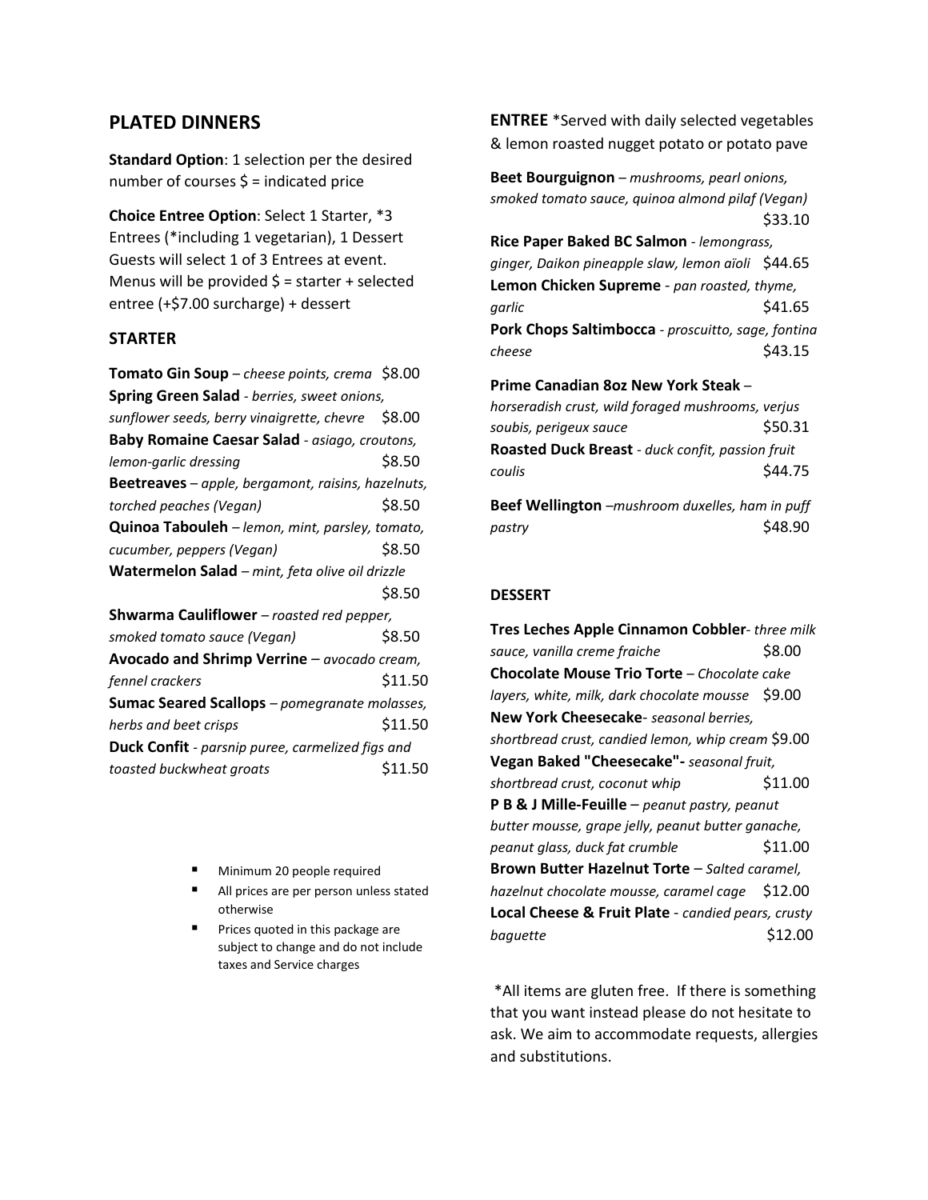## PLATED DINNERS

**Standard Option**: 1 selection per the desired number of courses $ = indicated price

**Choice Entree Option**: Select 1 Starter, *3 Entrees (*including 1 vegetarian), 1 Dessert Guests will select 1 of 3 Entrees at event. Menus will be provided $ = starter + selected entree (+$7.00 surcharge) + dessert

### STARTER

**Tomato Gin Soup** – *cheese points, crema* $8.00

**Spring Green Salad** - *berries, sweet onions, sunflower seeds, berry vinaigrette, chevre* $8.00

**Baby Romaine Caesar Salad** - *asiago, croutons, lemon-garlic dressing* $8.50

**Beetreaves** – *apple, bergamont, raisins, hazelnuts, torched peaches (Vegan)* $8.50

**Quinoa Tabouleh** – *lemon, mint, parsley, tomato, cucumber, peppers (Vegan)* $8.50

**Watermelon Salad** – *mint, feta olive oil drizzle* $8.50

**Shwarma Cauliflower** – *roasted red pepper, smoked tomato sauce (Vegan)* $8.50

**Avocado and Shrimp Verrine** – *avocado cream, fennel crackers* $11.50

**Sumac Seared Scallops** – *pomegranate molasses, herbs and beet crisps* $11.50

**Duck Confit** - *parsnip puree, carmelized figs and toasted buckwheat groats* $11.50

- Minimum 20 people required
- All prices are per person unless stated otherwise
- Prices quoted in this package are subject to change and do not include taxes and Service charges

**ENTREE** *Served with daily selected vegetables & lemon roasted nugget potato or potato pave

**Beet Bourguignon** – *mushrooms, pearl onions, smoked tomato sauce, quinoa almond pilaf (Vegan)* $33.10

**Rice Paper Baked BC Salmon** - *lemongrass, ginger, Daikon pineapple slaw, lemon aïoli* $44.65

**Lemon Chicken Supreme** - *pan roasted, thyme, garlic* $41.65

**Pork Chops Saltimbocca** - *proscuitto, sage, fontina cheese* $43.15

**Prime Canadian 8oz New York Steak** – *horseradish crust, wild foraged mushrooms, verjus soubis, perigeux sauce* $50.31

**Roasted Duck Breast** - *duck confit, passion fruit coulis* $44.75

**Beef Wellington** –*mushroom duxelles, ham in puff pastry* $48.90

### DESSERT

**Tres Leches Apple Cinnamon Cobbler**- *three milk sauce, vanilla creme fraiche* $8.00

**Chocolate Mouse Trio Torte** – *Chocolate cake layers, white, milk, dark chocolate mousse* $9.00

**New York Cheesecake**- *seasonal berries, shortbread crust, candied lemon, whip cream* $9.00

**Vegan Baked "Cheesecake"-** *seasonal fruit, shortbread crust, coconut whip* $11.00

**P B & J Mille-Feuille** – *peanut pastry, peanut butter mousse, grape jelly, peanut butter ganache, peanut glass, duck fat crumble* $11.00

**Brown Butter Hazelnut Torte** – *Salted caramel, hazelnut chocolate mousse, caramel cage* $12.00

**Local Cheese & Fruit Plate** - *candied pears, crusty baguette* $12.00

*All items are gluten free. If there is something that you want instead please do not hesitate to ask. We aim to accommodate requests, allergies and substitutions.